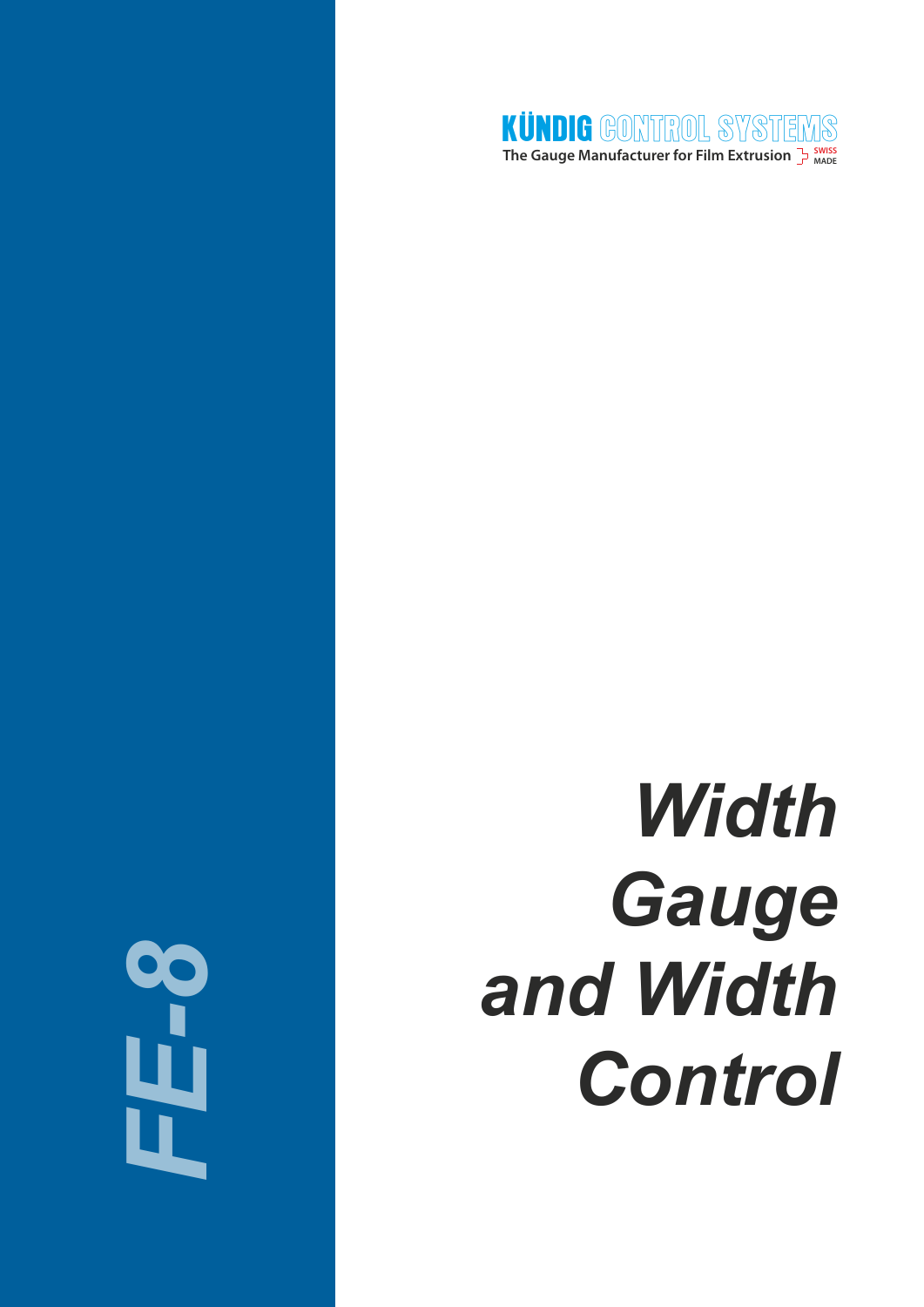**KÜNDIG CONTROL SYSTEMS**

The Gauge Manufacturer for Film Extrusion SWISS MADE

FE-8

# Width Gauge and Width Control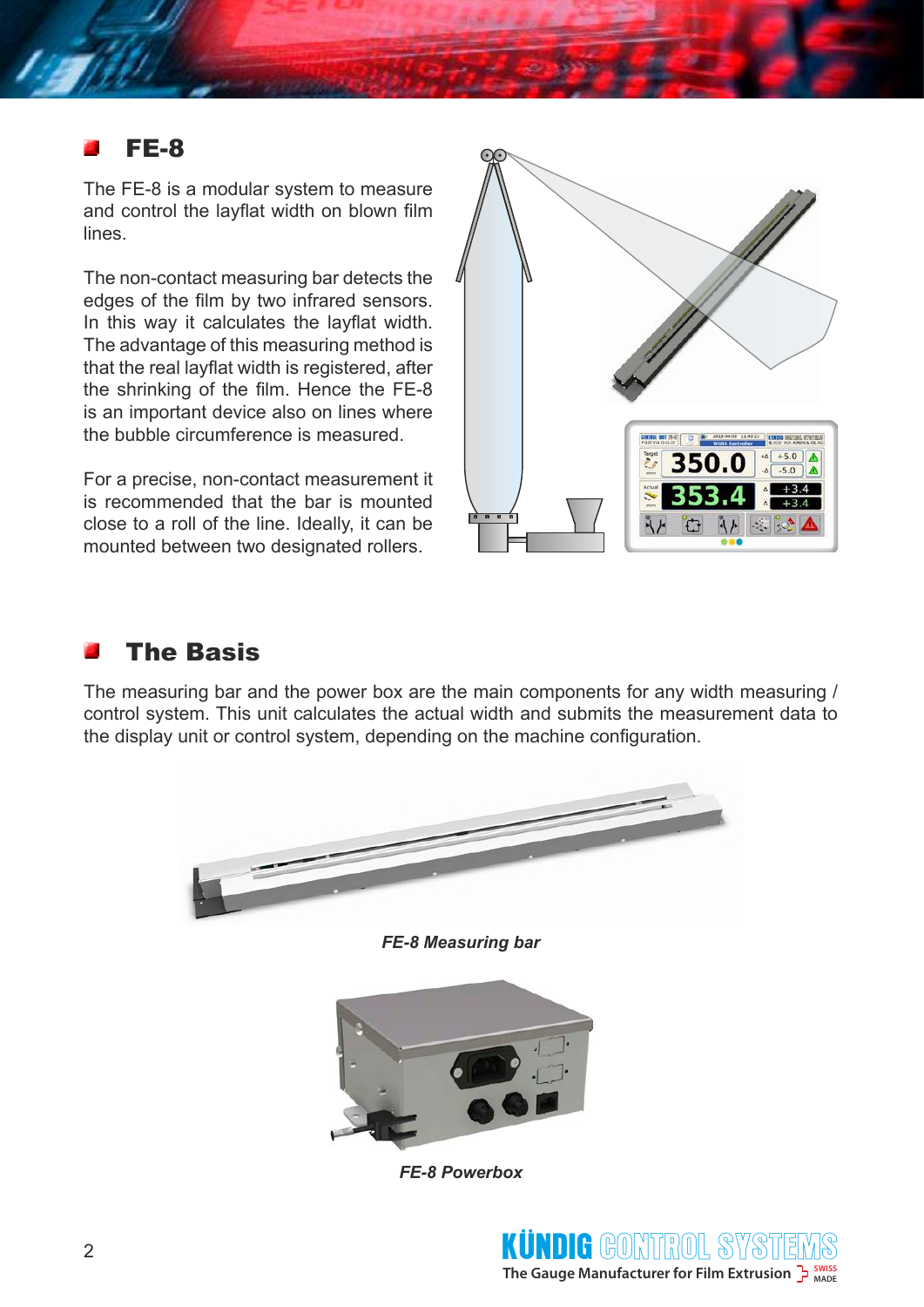## FE-8

The FE-8 is a modular system to measure and control the layflat width on blown film lines.

The non-contact measuring bar detects the edges of the film by two infrared sensors. In this way it calculates the layflat width. The advantage of this measuring method is that the real layflat width is registered, after the shrinking of the film. Hence the FE-8 is an important device also on lines where the bubble circumference is measured.

For a precise, non-contact measurement it is recommended that the bar is mounted close to a roll of the line. Ideally, it can be mounted between two designated rollers.

## The Basis

The measuring bar and the power box are the main components for any width measuring / control system. This unit calculates the actual width and submits the measurement data to the display unit or control system, depending on the machine configuration.

***FE-8 Measuring bar***

***FE-8 Powerbox***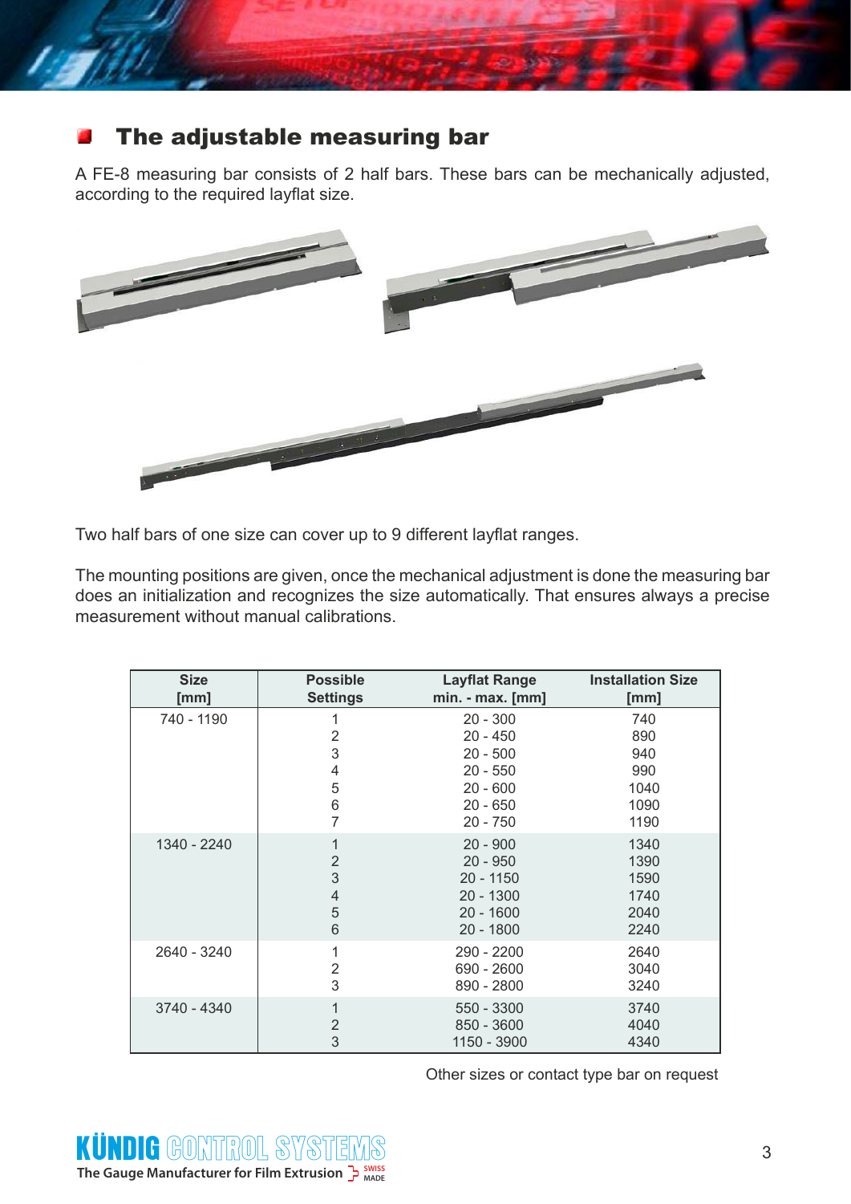## The adjustable measuring bar

A FE-8 measuring bar consists of 2 half bars. These bars can be mechanically adjusted, according to the required layflat size.

Two half bars of one size can cover up to 9 different layflat ranges.

The mounting positions are given, once the mechanical adjustment is done the measuring bar does an initialization and recognizes the size automatically. That ensures always a precise measurement without manual calibrations.

| Size [mm] | Possible Settings | Layflat Range min. - max. [mm] | Installation Size [mm] |
|---|---|---|---|
| 740 - 1190 | 1 | 20 - 300 | 740 |
| | 2 | 20 - 450 | 890 |
| | 3 | 20 - 500 | 940 |
| | 4 | 20 - 550 | 990 |
| | 5 | 20 - 600 | 1040 |
| | 6 | 20 - 650 | 1090 |
| | 7 | 20 - 750 | 1190 |
| 1340 - 2240 | 1 | 20 - 900 | 1340 |
| | 2 | 20 - 950 | 1390 |
| | 3 | 20 - 1150 | 1590 |
| | 4 | 20 - 1300 | 1740 |
| | 5 | 20 - 1600 | 2040 |
| | 6 | 20 - 1800 | 2240 |
| 2640 - 3240 | 1 | 290 - 2200 | 2640 |
| | 2 | 690 - 2600 | 3040 |
| | 3 | 890 - 2800 | 3240 |
| 3740 - 4340 | 1 | 550 - 3300 | 3740 |
| | 2 | 850 - 3600 | 4040 |
| | 3 | 1150 - 3900 | 4340 |

Other sizes or contact type bar on request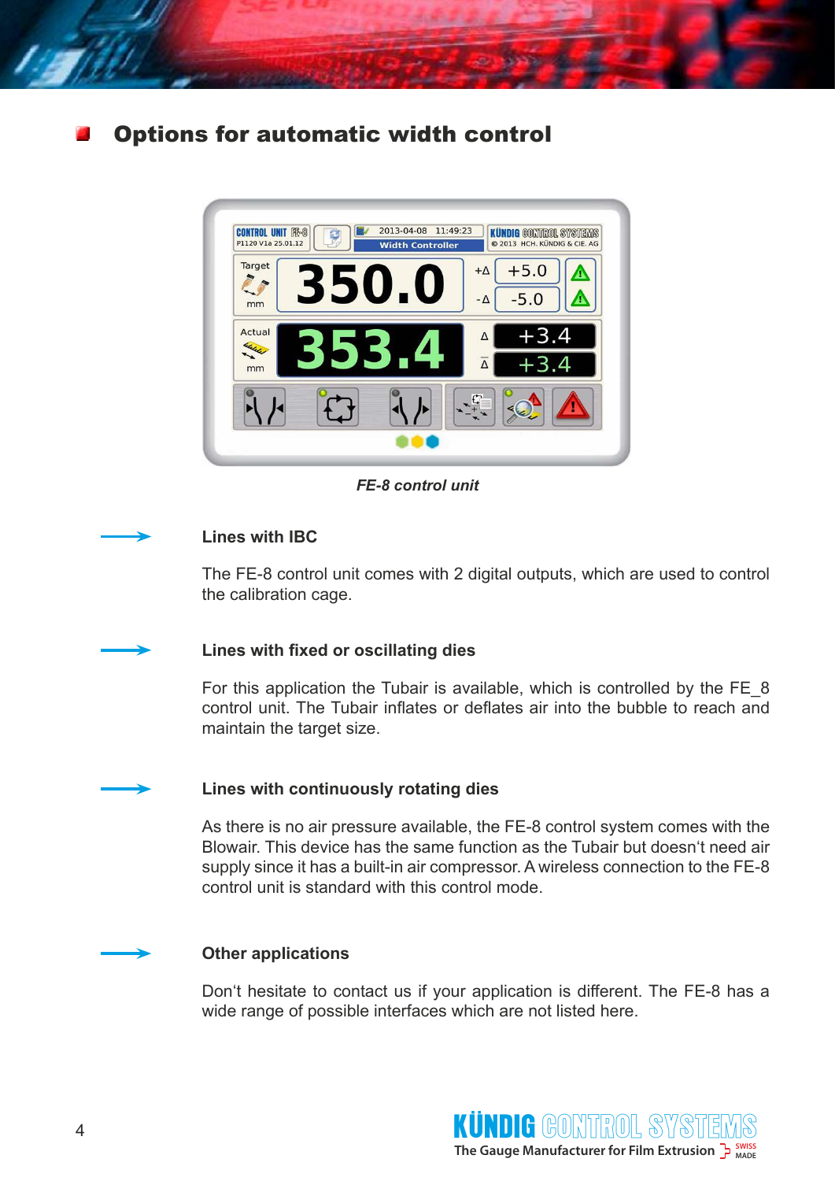## Options for automatic width control

*FE-8 control unit*

### Lines with IBC

The FE-8 control unit comes with 2 digital outputs, which are used to control the calibration cage.

### Lines with fixed or oscillating dies

For this application the Tubair is available, which is controlled by the FE_8 control unit. The Tubair inflates or deflates air into the bubble to reach and maintain the target size.

### Lines with continuously rotating dies

As there is no air pressure available, the FE-8 control system comes with the Blowair. This device has the same function as the Tubair but doesn't need air supply since it has a built-in air compressor. A wireless connection to the FE-8 control unit is standard with this control mode.

### Other applications

Don't hesitate to contact us if your application is different. The FE-8 has a wide range of possible interfaces which are not listed here.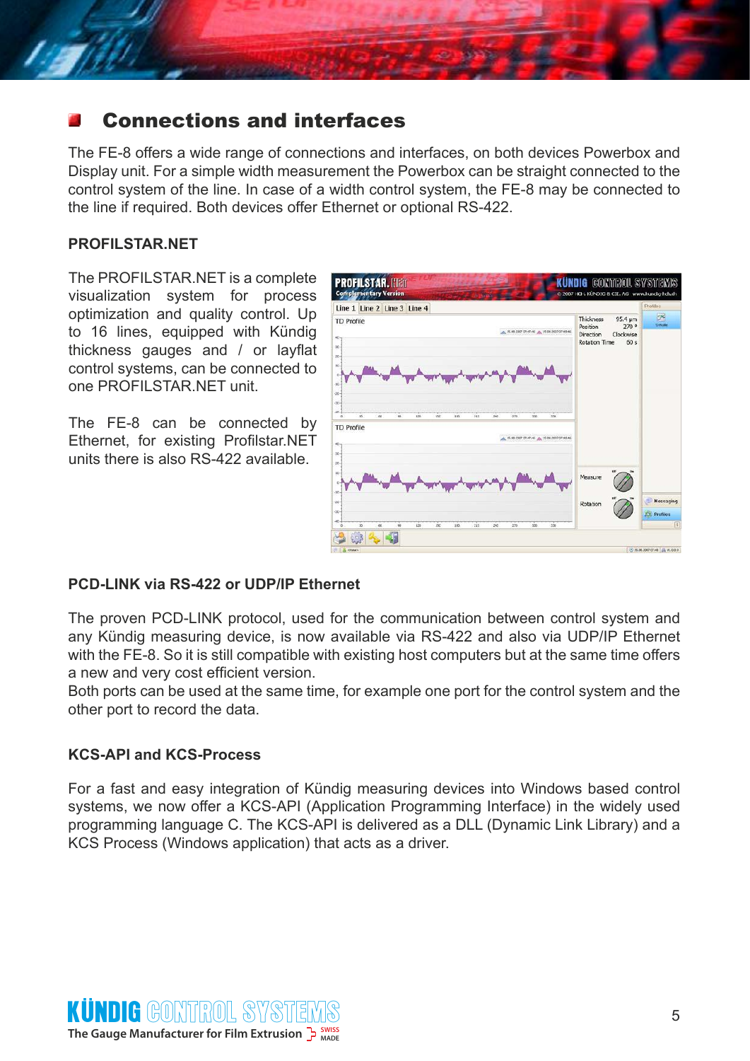## Connections and interfaces

The FE-8 offers a wide range of connections and interfaces, on both devices Powerbox and Display unit. For a simple width measurement the Powerbox can be straight connected to the control system of the line. In case of a width control system, the FE-8 may be connected to the line if required. Both devices offer Ethernet or optional RS-422.

### PROFILSTAR.NET

The PROFILSTAR.NET is a complete visualization system for process optimization and quality control. Up to 16 lines, equipped with Kündig thickness gauges and / or layflat control systems, can be connected to one PROFILSTAR.NET unit.

The FE-8 can be connected by Ethernet, for existing Profilstar.NET units there is also RS-422 available.

### PCD-LINK via RS-422 or UDP/IP Ethernet

The proven PCD-LINK protocol, used for the communication between control system and any Kündig measuring device, is now available via RS-422 and also via UDP/IP Ethernet with the FE-8. So it is still compatible with existing host computers but at the same time offers a new and very cost efficient version.
Both ports can be used at the same time, for example one port for the control system and the other port to record the data.

### KCS-API and KCS-Process

For a fast and easy integration of Kündig measuring devices into Windows based control systems, we now offer a KCS-API (Application Programming Interface) in the widely used programming language C. The KCS-API is delivered as a DLL (Dynamic Link Library) and a KCS Process (Windows application) that acts as a driver.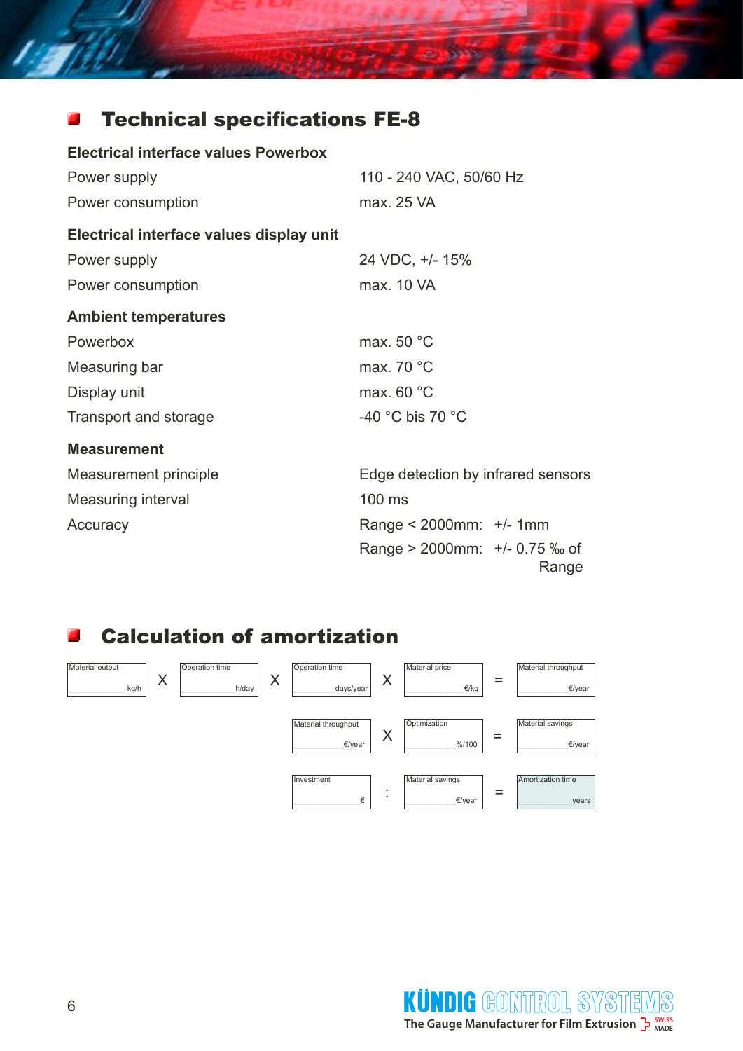## Technical specifications FE-8

**Electrical interface values Powerbox**

| | |
|---|---|
| Power supply | 110 - 240 VAC, 50/60 Hz |
| Power consumption | max. 25 VA |

**Electrical interface values display unit**

| | |
|---|---|
| Power supply | 24 VDC, +/- 15% |
| Power consumption | max. 10 VA |

**Ambient temperatures**

| | |
|---|---|
| Powerbox | max. 50 °C |
| Measuring bar | max. 70 °C |
| Display unit | max. 60 °C |
| Transport and storage | -40 °C bis 70 °C |

**Measurement**

| | |
|---|---|
| Measurement principle | Edge detection by infrared sensors |
| Measuring interval | 100 ms |
| Accuracy | Range < 2000mm: +/- 1mm<br>Range > 2000mm: +/- 0.75 ‰ of Range |

## Calculation of amortization

| | | | | | | | | |
|---|---|---|---|---|---|---|---|---|
| Material output ___ kg/h | X | Operation time ___ h/day | X | Operation time ___ days/year | X | Material price ___ €/kg | = | Material throughput ___ €/year |
| | | | | Material throughput ___ €/year | X | Optimization ___ %/100 | = | Material savings ___ €/year |
| | | | | Investment ___ € | : | Material savings ___ €/year | = | Amortization time ___ years |

KÜNDIG CONTROL SYSTEMS
The Gauge Manufacturer for Film Extrusion
SWISS MADE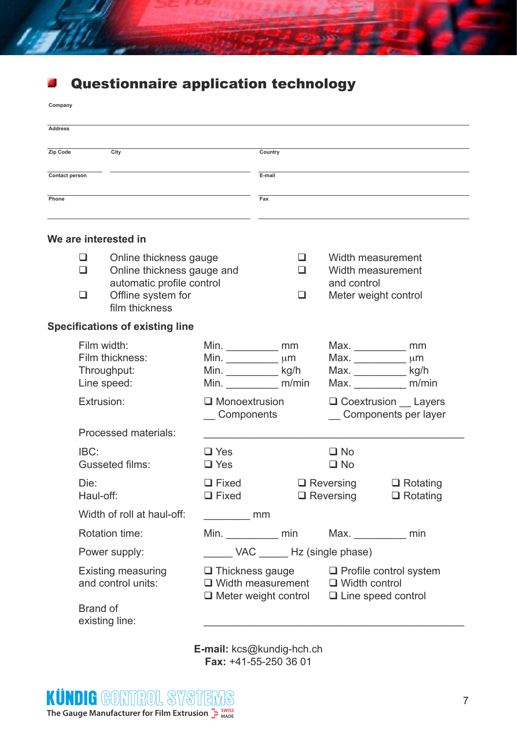# Questionnaire application technology

Company

Address

| Zip Code | City | Country |
|---|---|---|
| Contact person | | E-mail |
| Phone | | Fax |

### We are interested in

- ❑ Online thickness gauge
- ❑ Online thickness gauge and automatic profile control
- ❑ Offline system for film thickness
- ❑ Width measurement
- ❑ Width measurement and control
- ❑ Meter weight control

### Specifications of existing line

| | | | |
|---|---|---|---|
| Film width: | Min. _________ mm | Max. _________ mm | |
| Film thickness: | Min. _________ µm | Max. _________ µm | |
| Throughput: | Min. _________ kg/h | Max. _________ kg/h | |
| Line speed: | Min. _________ m/min | Max. _________ m/min | |
| Extrusion: | ❑ Monoextrusion __ Components | ❑ Coextrusion __ Layers __ Components per layer | |
| Processed materials: | _______________________________________ | | |
| IBC: | ❑ Yes | ❑ No | |
| Gusseted films: | ❑ Yes | ❑ No | |
| Die: | ❑ Fixed | ❑ Reversing | ❑ Rotating |
| Haul-off: | ❑ Fixed | ❑ Reversing | ❑ Rotating |
| Width of roll at haul-off: | ________ mm | | |
| Rotation time: | Min. _________ min | Max. _________ min | |
| Power supply: | _____ VAC _____ Hz (single phase) | | |
| Existing measuring and control units: | ❑ Thickness gauge<br>❑ Width measurement<br>❑ Meter weight control | ❑ Profile control system<br>❑ Width control<br>❑ Line speed control | |
| Brand of existing line: | _______________________________________ | | |

**E-mail:** kcs@kundig-hch.ch
**Fax:** +41-55-250 36 01

KÜNDIG CONTROL SYSTEMS
The Gauge Manufacturer for Film Extrusion SWISS MADE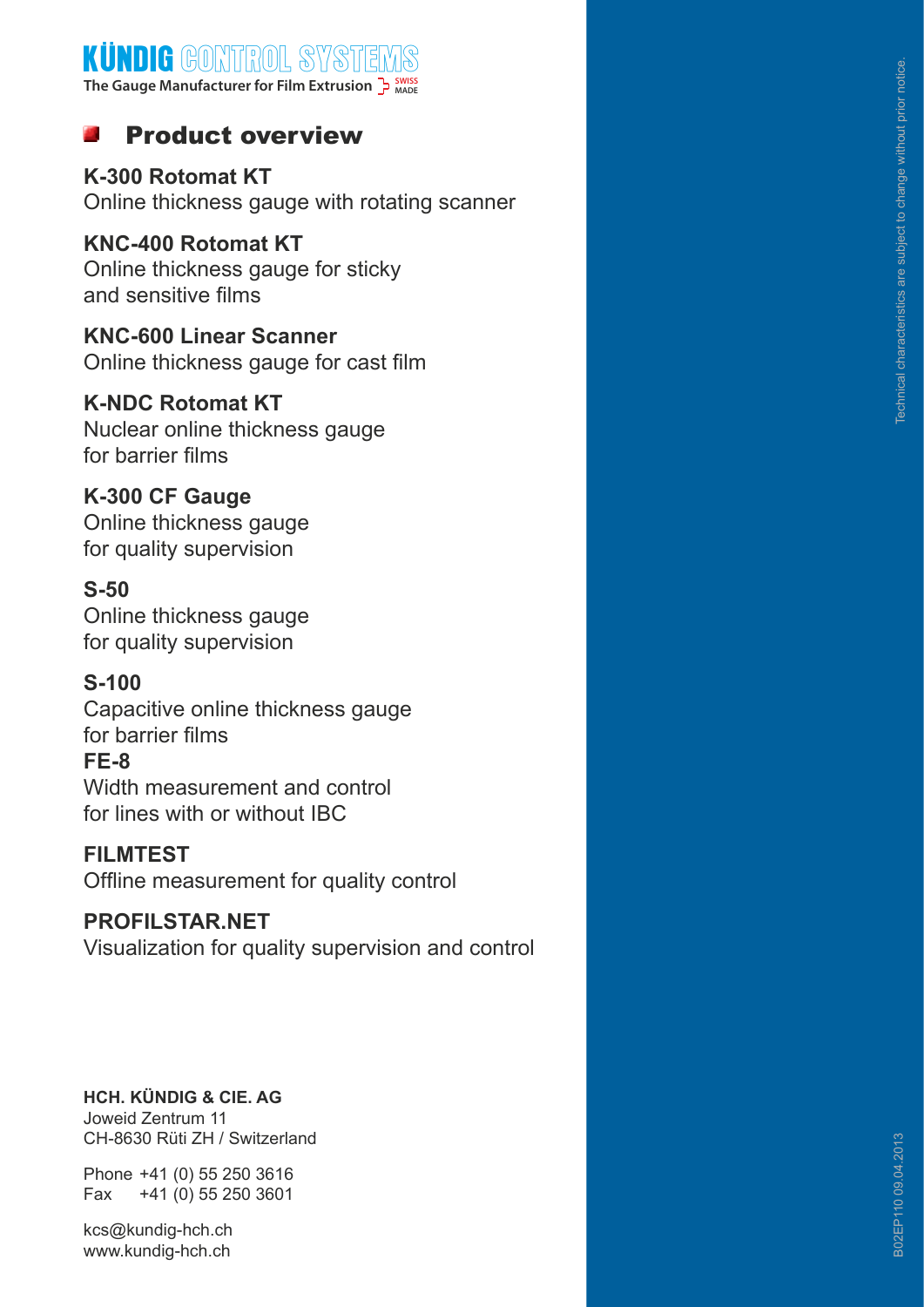**KÜNDIG CONTROL SYSTEMS**
The Gauge Manufacturer for Film Extrusion SWISS MADE

## Product overview

**K-300 Rotomat KT**
Online thickness gauge with rotating scanner

**KNC-400 Rotomat KT**
Online thickness gauge for sticky and sensitive films

**KNC-600 Linear Scanner**
Online thickness gauge for cast film

**K-NDC Rotomat KT**
Nuclear online thickness gauge for barrier films

**K-300 CF Gauge**
Online thickness gauge for quality supervision

**S-50**
Online thickness gauge for quality supervision

**S-100**
Capacitive online thickness gauge for barrier films

**FE-8**
Width measurement and control for lines with or without IBC

**FILMTEST**
Offline measurement for quality control

**PROFILSTAR.NET**
Visualization for quality supervision and control

**HCH. KÜNDIG & CIE. AG**
Joweid Zentrum 11
CH-8630 Rüti ZH / Switzerland

Phone +41 (0) 55 250 3616
Fax +41 (0) 55 250 3601

kcs@kundig-hch.ch
www.kundig-hch.ch

Technical characteristics are subject to change without prior notice.

B02EP110 09.04.2013